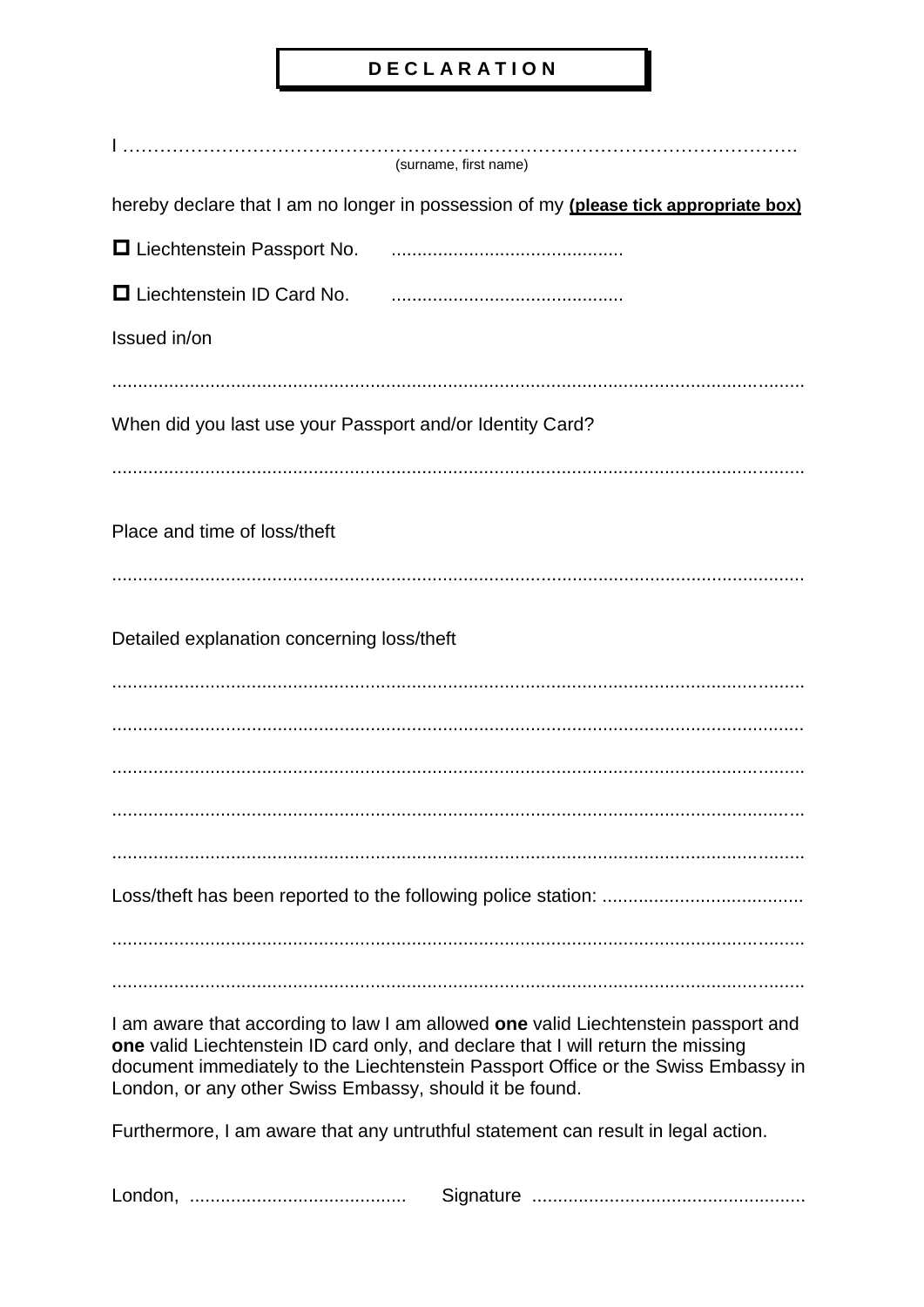# D E C L A R A T I O N

I ……………………………………………………………………………………………………
(surname, first name)

hereby declare that I am no longer in possession of my **(please tick appropriate box)**

☐ Liechtenstein Passport No. ............................................

☐ Liechtenstein ID Card No. ............................................

Issued in/on

.....................................................................................................................................

When did you last use your Passport and/or Identity Card?

.....................................................................................................................................

Place and time of loss/theft

.....................................................................................................................................

Detailed explanation concerning loss/theft

.....................................................................................................................................

.....................................................................................................................................

.....................................................................................................................................

.....................................................................................................................................

.....................................................................................................................................

Loss/theft has been reported to the following police station: ......................................

.....................................................................................................................................

.....................................................................................................................................

I am aware that according to law I am allowed **one** valid Liechtenstein passport and **one** valid Liechtenstein ID card only, and declare that I will return the missing document immediately to the Liechtenstein Passport Office or the Swiss Embassy in London, or any other Swiss Embassy, should it be found.

Furthermore, I am aware that any untruthful statement can result in legal action.

London, ......................................... Signature ....................................................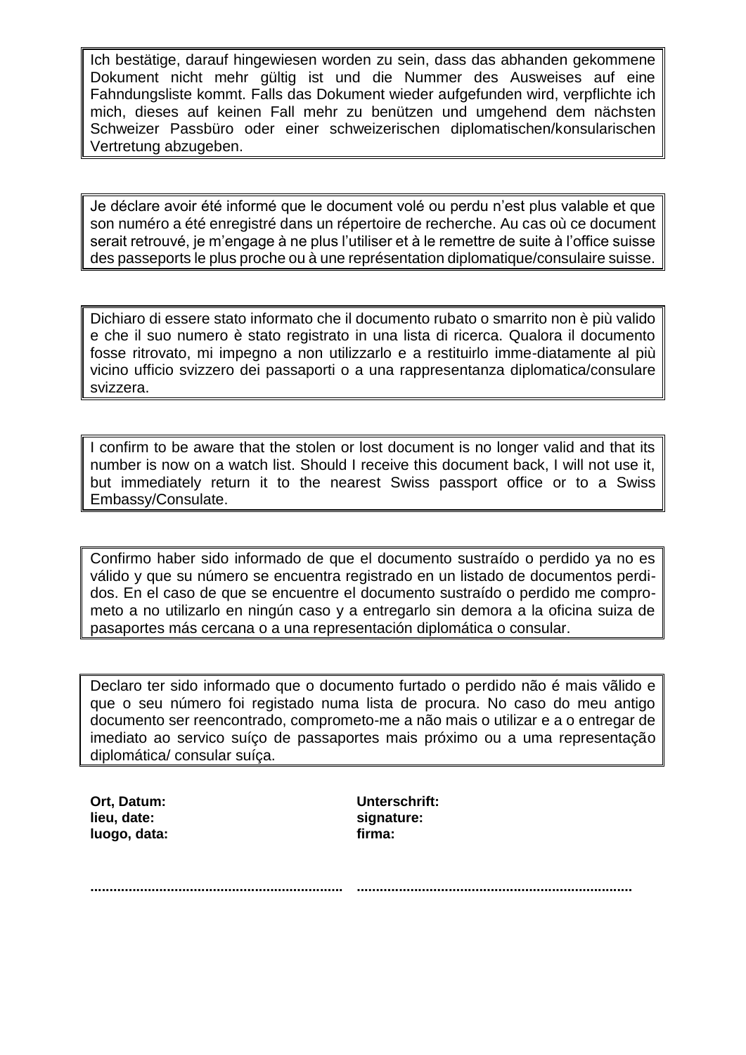Ich bestätige, darauf hingewiesen worden zu sein, dass das abhanden gekommene Dokument nicht mehr gültig ist und die Nummer des Ausweises auf eine Fahndungsliste kommt. Falls das Dokument wieder aufgefunden wird, verpflichte ich mich, dieses auf keinen Fall mehr zu benützen und umgehend dem nächsten Schweizer Passbüro oder einer schweizerischen diplomatischen/konsularischen Vertretung abzugeben.

Je déclare avoir été informé que le document volé ou perdu n'est plus valable et que son numéro a été enregistré dans un répertoire de recherche. Au cas où ce document serait retrouvé, je m'engage à ne plus l'utiliser et à le remettre de suite à l'office suisse des passeports le plus proche ou à une représentation diplomatique/consulaire suisse.

Dichiaro di essere stato informato che il documento rubato o smarrito non è più valido e che il suo numero è stato registrato in una lista di ricerca. Qualora il documento fosse ritrovato, mi impegno a non utilizzarlo e a restituirlo imme-diatamente al più vicino ufficio svizzero dei passaporti o a una rappresentanza diplomatica/consulare svizzera.

I confirm to be aware that the stolen or lost document is no longer valid and that its number is now on a watch list. Should I receive this document back, I will not use it, but immediately return it to the nearest Swiss passport office or to a Swiss Embassy/Consulate.

Confirmo haber sido informado de que el documento sustraído o perdido ya no es válido y que su número se encuentra registrado en un listado de documentos perdi-dos. En el caso de que se encuentre el documento sustraído o perdido me compro-meto a no utilizarlo en ningún caso y a entregarlo sin demora a la oficina suiza de pasaportes más cercana o a una representación diplomática o consular.

Declaro ter sido informado que o documento furtado o perdido não é mais vãlido e que o seu número foi registado numa lista de procura. No caso do meu antigo documento ser reencontrado, comprometo-me a não mais o utilizar e a o entregar de imediato ao servico suíço de passaportes mais próximo ou a uma representação diplomática/ consular suíça.

**Ort, Datum:**
**lieu, date:**
**luogo, data:**

..................................................................

**Unterschrift:**
**signature:**
**firma:**

..................................................................